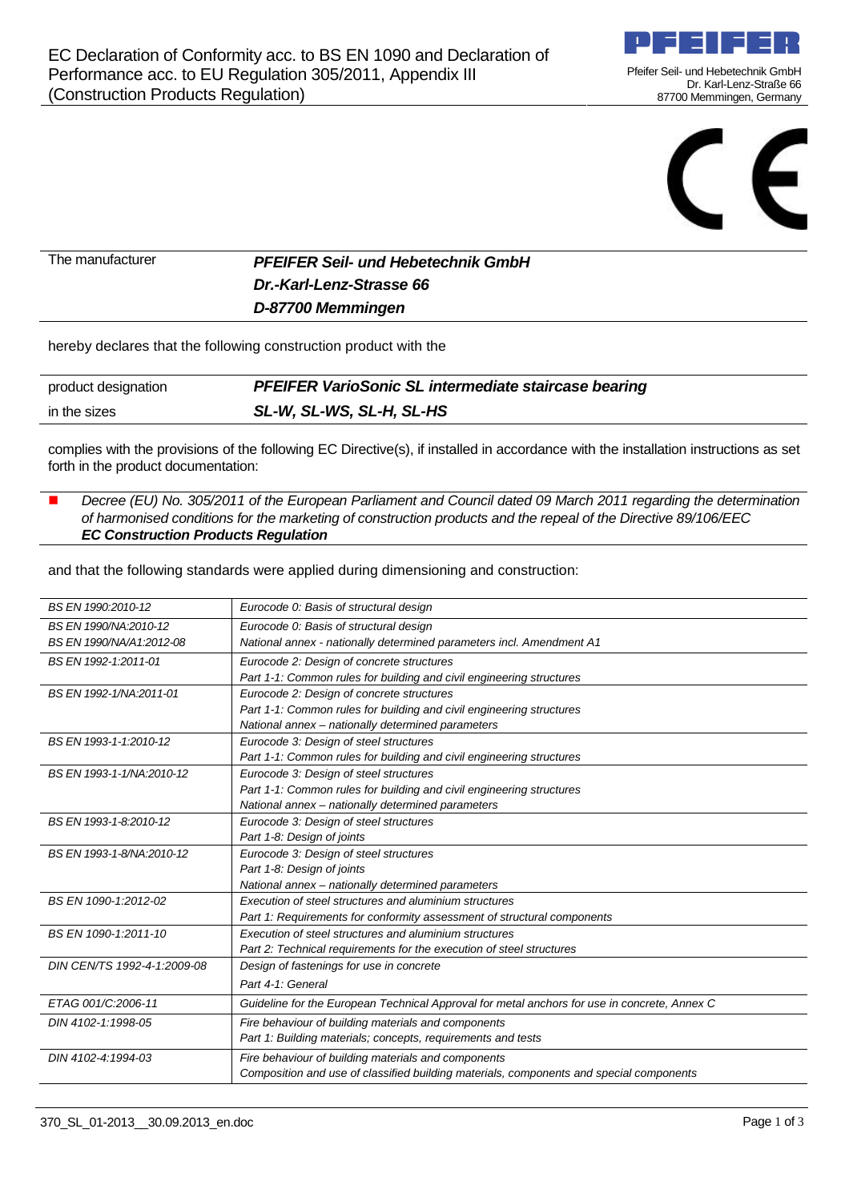# EC Declaration of Conformity acc. to BS EN 1090 and Declaration of Performance acc. to EU Regulation 305/2011, Appendix III (Construction Products Regulation)

PFEIFER

Pfeifer Seil- und Hebetechnik GmbH
Dr. Karl-Lenz-Straße 66
87700 Memmingen, Germany

| | |
|---|---|
| The manufacturer | ***PFEIFER Seil- und Hebetechnik GmbH***<br>***Dr.-Karl-Lenz-Strasse 66***<br>***D-87700 Memmingen*** |

hereby declares that the following construction product with the

| | |
|---|---|
| product designation | ***PFEIFER VarioSonic SL intermediate staircase bearing*** |
| in the sizes | ***SL-W, SL-WS, SL-H, SL-HS*** |

complies with the provisions of the following EC Directive(s), if installed in accordance with the installation instructions as set forth in the product documentation:

- *Decree (EU) No. 305/2011 of the European Parliament and Council dated 09 March 2011 regarding the determination of harmonised conditions for the marketing of construction products and the repeal of the Directive 89/106/EEC*
  ***EC Construction Products Regulation***

and that the following standards were applied during dimensioning and construction:

| | |
|---|---|
| *BS EN 1990:2010-12* | *Eurocode 0: Basis of structural design* |
| *BS EN 1990/NA:2010-12*<br>*BS EN 1990/NA/A1:2012-08* | *Eurocode 0: Basis of structural design*<br>*National annex - nationally determined parameters incl. Amendment A1* |
| *BS EN 1992-1:2011-01* | *Eurocode 2: Design of concrete structures*<br>*Part 1-1: Common rules for building and civil engineering structures* |
| *BS EN 1992-1/NA:2011-01* | *Eurocode 2: Design of concrete structures*<br>*Part 1-1: Common rules for building and civil engineering structures*<br>*National annex – nationally determined parameters* |
| *BS EN 1993-1-1:2010-12* | *Eurocode 3: Design of steel structures*<br>*Part 1-1: Common rules for building and civil engineering structures* |
| *BS EN 1993-1-1/NA:2010-12* | *Eurocode 3: Design of steel structures*<br>*Part 1-1: Common rules for building and civil engineering structures*<br>*National annex – nationally determined parameters* |
| *BS EN 1993-1-8:2010-12* | *Eurocode 3: Design of steel structures*<br>*Part 1-8: Design of joints* |
| *BS EN 1993-1-8/NA:2010-12* | *Eurocode 3: Design of steel structures*<br>*Part 1-8: Design of joints*<br>*National annex – nationally determined parameters* |
| *BS EN 1090-1:2012-02* | *Execution of steel structures and aluminium structures*<br>*Part 1: Requirements for conformity assessment of structural components* |
| *BS EN 1090-1:2011-10* | *Execution of steel structures and aluminium structures*<br>*Part 2: Technical requirements for the execution of steel structures* |
| *DIN CEN/TS 1992-4-1:2009-08* | *Design of fastenings for use in concrete*<br>*Part 4-1: General* |
| *ETAG 001/C:2006-11* | *Guideline for the European Technical Approval for metal anchors for use in concrete, Annex C* |
| *DIN 4102-1:1998-05* | *Fire behaviour of building materials and components*<br>*Part 1: Building materials; concepts, requirements and tests* |
| *DIN 4102-4:1994-03* | *Fire behaviour of building materials and components*<br>*Composition and use of classified building materials, components and special components* |

370_SL_01-2013__30.09.2013_en.doc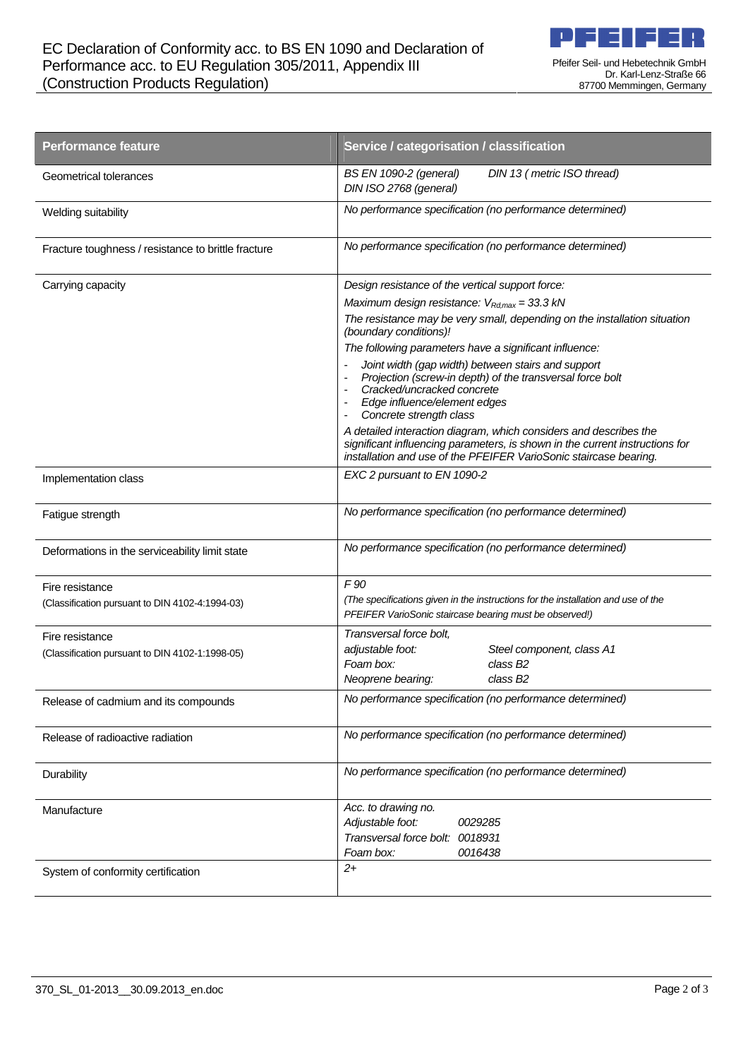# EC Declaration of Conformity acc. to BS EN 1090 and Declaration of Performance acc. to EU Regulation 305/2011, Appendix III (Construction Products Regulation)

Pfeifer Seil- und Hebetechnik GmbH
Dr. Karl-Lenz-Straße 66
87700 Memmingen, Germany

| Performance feature | Service / categorisation / classification |
|---|---|
| Geometrical tolerances | *BS EN 1090-2 (general) DIN 13 ( metric ISO thread)*<br>*DIN ISO 2768 (general)* |
| Welding suitability | *No performance specification (no performance determined)* |
| Fracture toughness / resistance to brittle fracture | *No performance specification (no performance determined)* |
| Carrying capacity | *Design resistance of the vertical support force:*<br>*Maximum design resistance:* $V_{Rd,max}$ *= 33.3 kN*<br>*The resistance may be very small, depending on the installation situation (boundary conditions)!*<br>*The following parameters have a significant influence:*<br>- *Joint width (gap width) between stairs and support*<br>- *Projection (screw-in depth) of the transversal force bolt*<br>- *Cracked/uncracked concrete*<br>- *Edge influence/element edges*<br>- *Concrete strength class*<br>*A detailed interaction diagram, which considers and describes the significant influencing parameters, is shown in the current instructions for installation and use of the PFEIFER VarioSonic staircase bearing.* |
| Implementation class | *EXC 2 pursuant to EN 1090-2* |
| Fatigue strength | *No performance specification (no performance determined)* |
| Deformations in the serviceability limit state | *No performance specification (no performance determined)* |
| Fire resistance<br>(Classification pursuant to DIN 4102-4:1994-03) | *F 90*<br>*(The specifications given in the instructions for the installation and use of the PFEIFER VarioSonic staircase bearing must be observed!)* |
| Fire resistance<br>(Classification pursuant to DIN 4102-1:1998-05) | *Transversal force bolt,*<br>*adjustable foot: Steel component, class A1*<br>*Foam box: class B2*<br>*Neoprene bearing: class B2* |
| Release of cadmium and its compounds | *No performance specification (no performance determined)* |
| Release of radioactive radiation | *No performance specification (no performance determined)* |
| Durability | *No performance specification (no performance determined)* |
| Manufacture | *Acc. to drawing no.*<br>*Adjustable foot: 0029285*<br>*Transversal force bolt: 0018931*<br>*Foam box: 0016438* |
| System of conformity certification | *2+* |

370_SL_01-2013__30.09.2013_en.doc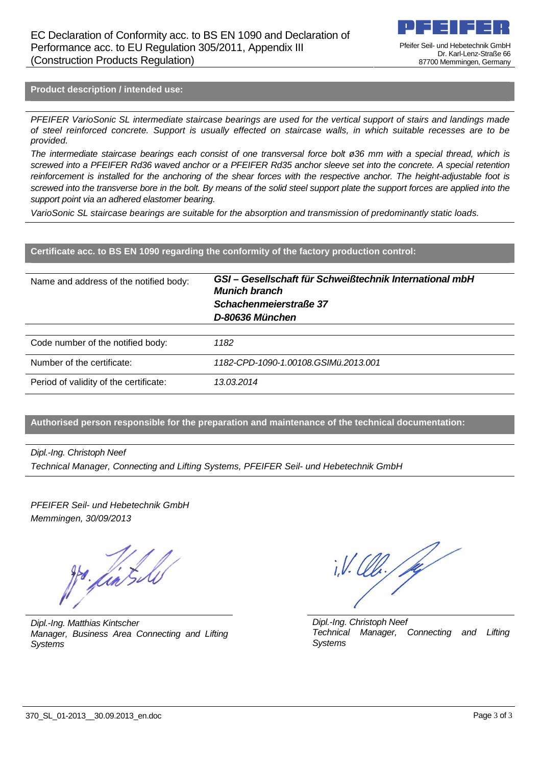EC Declaration of Conformity acc. to BS EN 1090 and Declaration of Performance acc. to EU Regulation 305/2011, Appendix III (Construction Products Regulation)

Pfeifer Seil- und Hebetechnik GmbH
Dr. Karl-Lenz-Straße 66
87700 Memmingen, Germany

## Product description / intended use:

*PFEIFER VarioSonic SL intermediate staircase bearings are used for the vertical support of stairs and landings made of steel reinforced concrete. Support is usually effected on staircase walls, in which suitable recesses are to be provided.*

*The intermediate staircase bearings each consist of one transversal force bolt ø36 mm with a special thread, which is screwed into a PFEIFER Rd36 waved anchor or a PFEIFER Rd35 anchor sleeve set into the concrete. A special retention reinforcement is installed for the anchoring of the shear forces with the respective anchor. The height-adjustable foot is screwed into the transverse bore in the bolt. By means of the solid steel support plate the support forces are applied into the support point via an adhered elastomer bearing.*

*VarioSonic SL staircase bearings are suitable for the absorption and transmission of predominantly static loads.*

## Certificate acc. to BS EN 1090 regarding the conformity of the factory production control:

| | |
|---|---|
| Name and address of the notified body: | ***GSI – Gesellschaft für Schweißtechnik International mbH Munich branch Schachenmeierstraße 37 D-80636 München*** |
| Code number of the notified body: | *1182* |
| Number of the certificate: | *1182-CPD-1090-1.00108.GSIMü.2013.001* |
| Period of validity of the certificate: | *13.03.2014* |

## Authorised person responsible for the preparation and maintenance of the technical documentation:

*Dipl.-Ing. Christoph Neef*
*Technical Manager, Connecting and Lifting Systems, PFEIFER Seil- und Hebetechnik GmbH*

*PFEIFER Seil- und Hebetechnik GmbH*
*Memmingen, 30/09/2013*

*Dipl.-Ing. Matthias Kintscher*
*Manager, Business Area Connecting and Lifting Systems*

i.V.

*Dipl.-Ing. Christoph Neef*
*Technical Manager, Connecting and Lifting Systems*

370_SL_01-2013__30.09.2013_en.doc